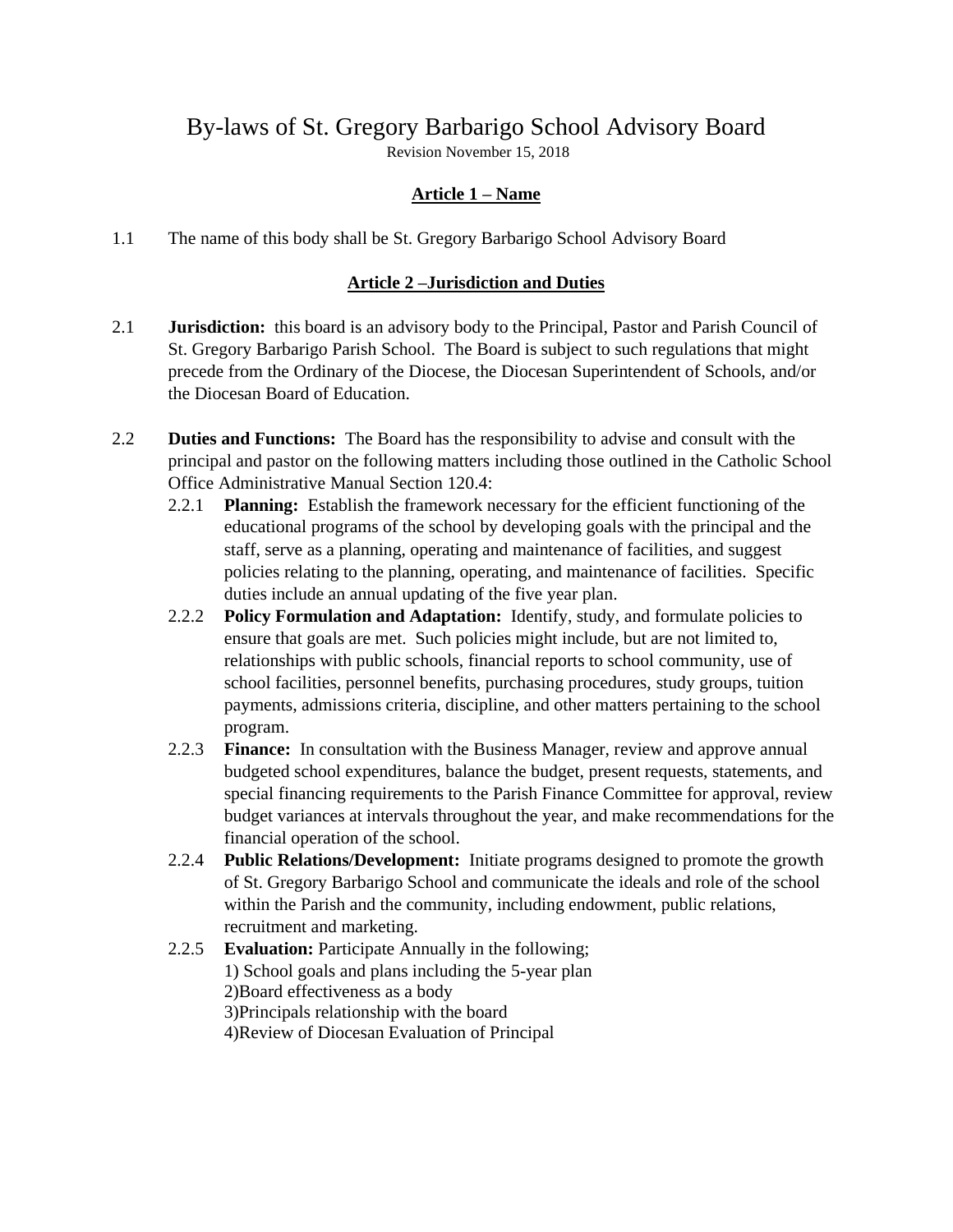# By-laws of St. Gregory Barbarigo School Advisory Board

Revision November 15, 2018

## Article 1 – Name

1.1 The name of this body shall be St. Gregory Barbarigo School Advisory Board

## Article 2 –Jurisdiction and Duties

2.1 **Jurisdiction:** this board is an advisory body to the Principal, Pastor and Parish Council of St. Gregory Barbarigo Parish School. The Board is subject to such regulations that might precede from the Ordinary of the Diocese, the Diocesan Superintendent of Schools, and/or the Diocesan Board of Education.

2.2 **Duties and Functions:** The Board has the responsibility to advise and consult with the principal and pastor on the following matters including those outlined in the Catholic School Office Administrative Manual Section 120.4:

- 2.2.1 **Planning:** Establish the framework necessary for the efficient functioning of the educational programs of the school by developing goals with the principal and the staff, serve as a planning, operating and maintenance of facilities, and suggest policies relating to the planning, operating, and maintenance of facilities. Specific duties include an annual updating of the five year plan.
- 2.2.2 **Policy Formulation and Adaptation:** Identify, study, and formulate policies to ensure that goals are met. Such policies might include, but are not limited to, relationships with public schools, financial reports to school community, use of school facilities, personnel benefits, purchasing procedures, study groups, tuition payments, admissions criteria, discipline, and other matters pertaining to the school program.
- 2.2.3 **Finance:** In consultation with the Business Manager, review and approve annual budgeted school expenditures, balance the budget, present requests, statements, and special financing requirements to the Parish Finance Committee for approval, review budget variances at intervals throughout the year, and make recommendations for the financial operation of the school.
- 2.2.4 **Public Relations/Development:** Initiate programs designed to promote the growth of St. Gregory Barbarigo School and communicate the ideals and role of the school within the Parish and the community, including endowment, public relations, recruitment and marketing.
- 2.2.5 **Evaluation:** Participate Annually in the following;
  1) School goals and plans including the 5-year plan
  2)Board effectiveness as a body
  3)Principals relationship with the board
  4)Review of Diocesan Evaluation of Principal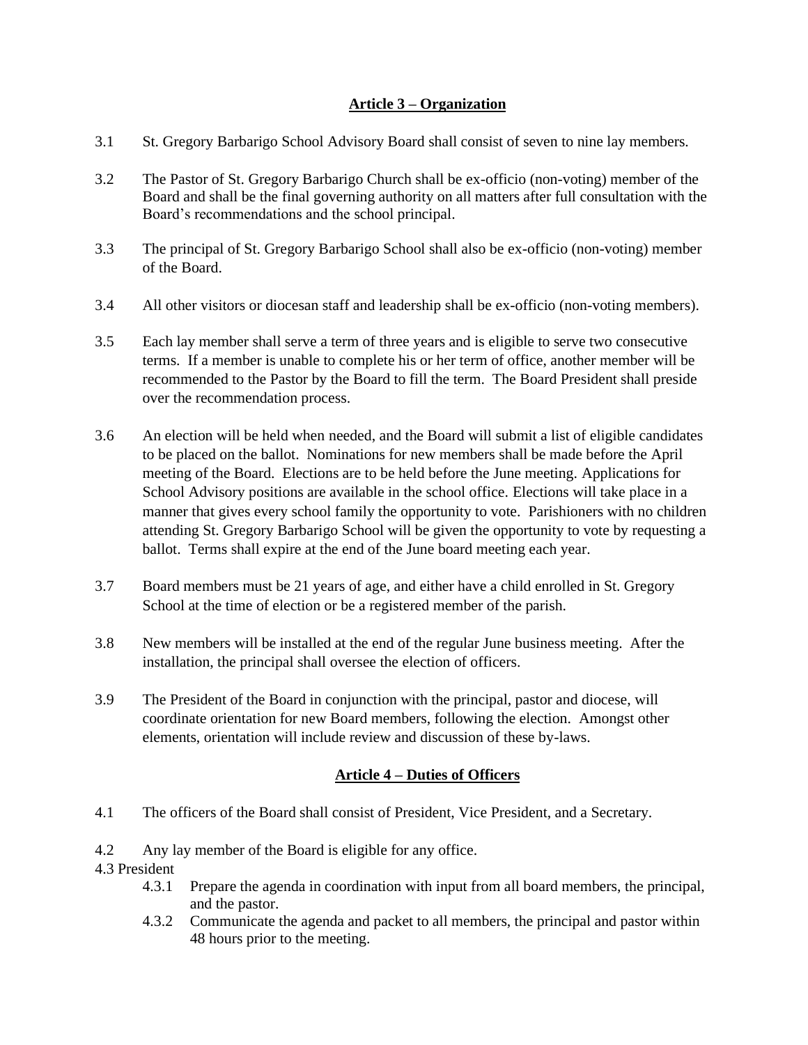## Article 3 – Organization

3.1 St. Gregory Barbarigo School Advisory Board shall consist of seven to nine lay members.

3.2 The Pastor of St. Gregory Barbarigo Church shall be ex-officio (non-voting) member of the Board and shall be the final governing authority on all matters after full consultation with the Board's recommendations and the school principal.

3.3 The principal of St. Gregory Barbarigo School shall also be ex-officio (non-voting) member of the Board.

3.4 All other visitors or diocesan staff and leadership shall be ex-officio (non-voting members).

3.5 Each lay member shall serve a term of three years and is eligible to serve two consecutive terms. If a member is unable to complete his or her term of office, another member will be recommended to the Pastor by the Board to fill the term. The Board President shall preside over the recommendation process.

3.6 An election will be held when needed, and the Board will submit a list of eligible candidates to be placed on the ballot. Nominations for new members shall be made before the April meeting of the Board. Elections are to be held before the June meeting. Applications for School Advisory positions are available in the school office. Elections will take place in a manner that gives every school family the opportunity to vote. Parishioners with no children attending St. Gregory Barbarigo School will be given the opportunity to vote by requesting a ballot. Terms shall expire at the end of the June board meeting each year.

3.7 Board members must be 21 years of age, and either have a child enrolled in St. Gregory School at the time of election or be a registered member of the parish.

3.8 New members will be installed at the end of the regular June business meeting. After the installation, the principal shall oversee the election of officers.

3.9 The President of the Board in conjunction with the principal, pastor and diocese, will coordinate orientation for new Board members, following the election. Amongst other elements, orientation will include review and discussion of these by-laws.

## Article 4 – Duties of Officers

4.1 The officers of the Board shall consist of President, Vice President, and a Secretary.

4.2 Any lay member of the Board is eligible for any office.

4.3 President

- 4.3.1 Prepare the agenda in coordination with input from all board members, the principal, and the pastor.
- 4.3.2 Communicate the agenda and packet to all members, the principal and pastor within 48 hours prior to the meeting.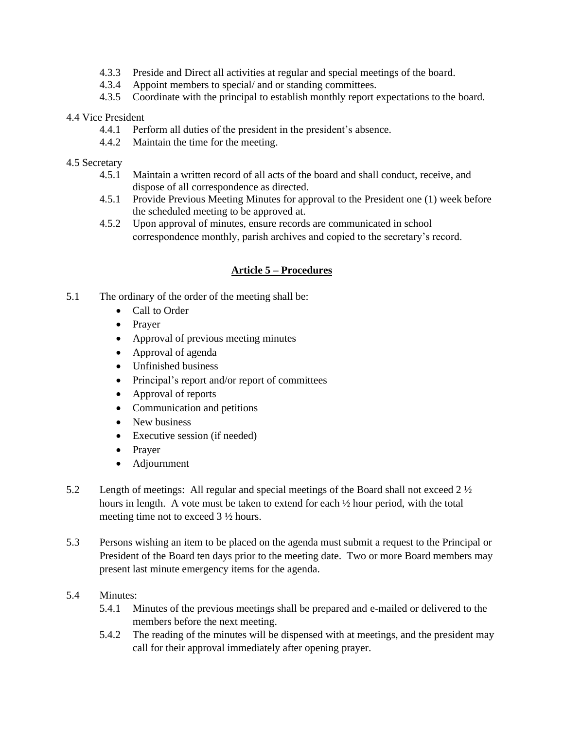4.3.3 Preside and Direct all activities at regular and special meetings of the board.
4.3.4 Appoint members to special/ and or standing committees.
4.3.5 Coordinate with the principal to establish monthly report expectations to the board.

4.4 Vice President

4.4.1 Perform all duties of the president in the president's absence.
4.4.2 Maintain the time for the meeting.

4.5 Secretary

4.5.1 Maintain a written record of all acts of the board and shall conduct, receive, and dispose of all correspondence as directed.
4.5.1 Provide Previous Meeting Minutes for approval to the President one (1) week before the scheduled meeting to be approved at.
4.5.2 Upon approval of minutes, ensure records are communicated in school correspondence monthly, parish archives and copied to the secretary's record.

## Article 5 – Procedures

5.1 The ordinary of the order of the meeting shall be:

- Call to Order
- Prayer
- Approval of previous meeting minutes
- Approval of agenda
- Unfinished business
- Principal's report and/or report of committees
- Approval of reports
- Communication and petitions
- New business
- Executive session (if needed)
- Prayer
- Adjournment

5.2 Length of meetings: All regular and special meetings of the Board shall not exceed 2 ½ hours in length. A vote must be taken to extend for each ½ hour period, with the total meeting time not to exceed 3 ½ hours.

5.3 Persons wishing an item to be placed on the agenda must submit a request to the Principal or President of the Board ten days prior to the meeting date. Two or more Board members may present last minute emergency items for the agenda.

5.4 Minutes:

5.4.1 Minutes of the previous meetings shall be prepared and e-mailed or delivered to the members before the next meeting.
5.4.2 The reading of the minutes will be dispensed with at meetings, and the president may call for their approval immediately after opening prayer.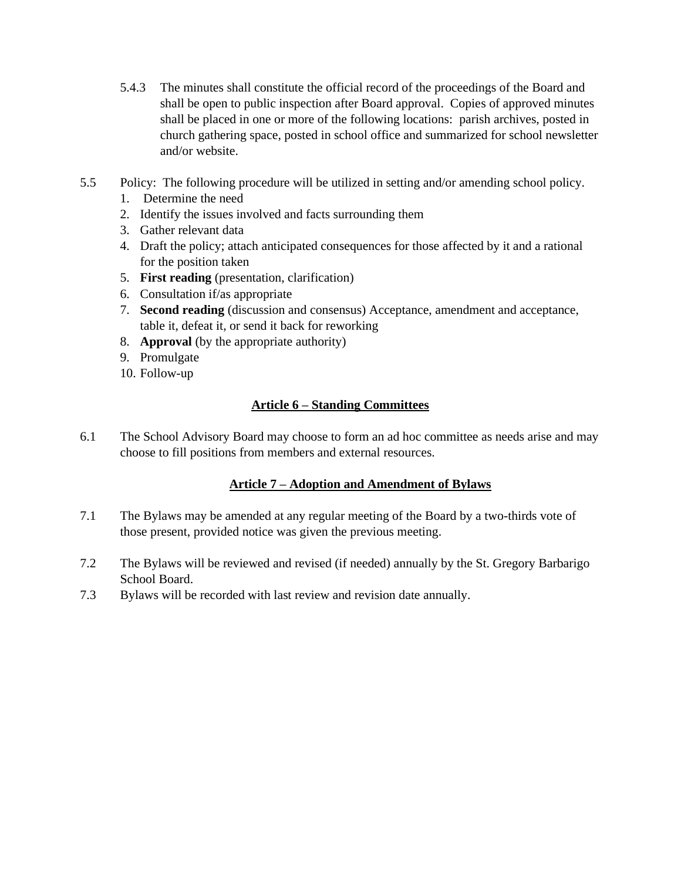5.4.3 The minutes shall constitute the official record of the proceedings of the Board and shall be open to public inspection after Board approval. Copies of approved minutes shall be placed in one or more of the following locations: parish archives, posted in church gathering space, posted in school office and summarized for school newsletter and/or website.

5.5 Policy: The following procedure will be utilized in setting and/or amending school policy.

1. Determine the need
2. Identify the issues involved and facts surrounding them
3. Gather relevant data
4. Draft the policy; attach anticipated consequences for those affected by it and a rational for the position taken
5. **First reading** (presentation, clarification)
6. Consultation if/as appropriate
7. **Second reading** (discussion and consensus) Acceptance, amendment and acceptance, table it, defeat it, or send it back for reworking
8. **Approval** (by the appropriate authority)
9. Promulgate
10. Follow-up

## Article 6 – Standing Committees

6.1 The School Advisory Board may choose to form an ad hoc committee as needs arise and may choose to fill positions from members and external resources.

## Article 7 – Adoption and Amendment of Bylaws

7.1 The Bylaws may be amended at any regular meeting of the Board by a two-thirds vote of those present, provided notice was given the previous meeting.

7.2 The Bylaws will be reviewed and revised (if needed) annually by the St. Gregory Barbarigo School Board.

7.3 Bylaws will be recorded with last review and revision date annually.